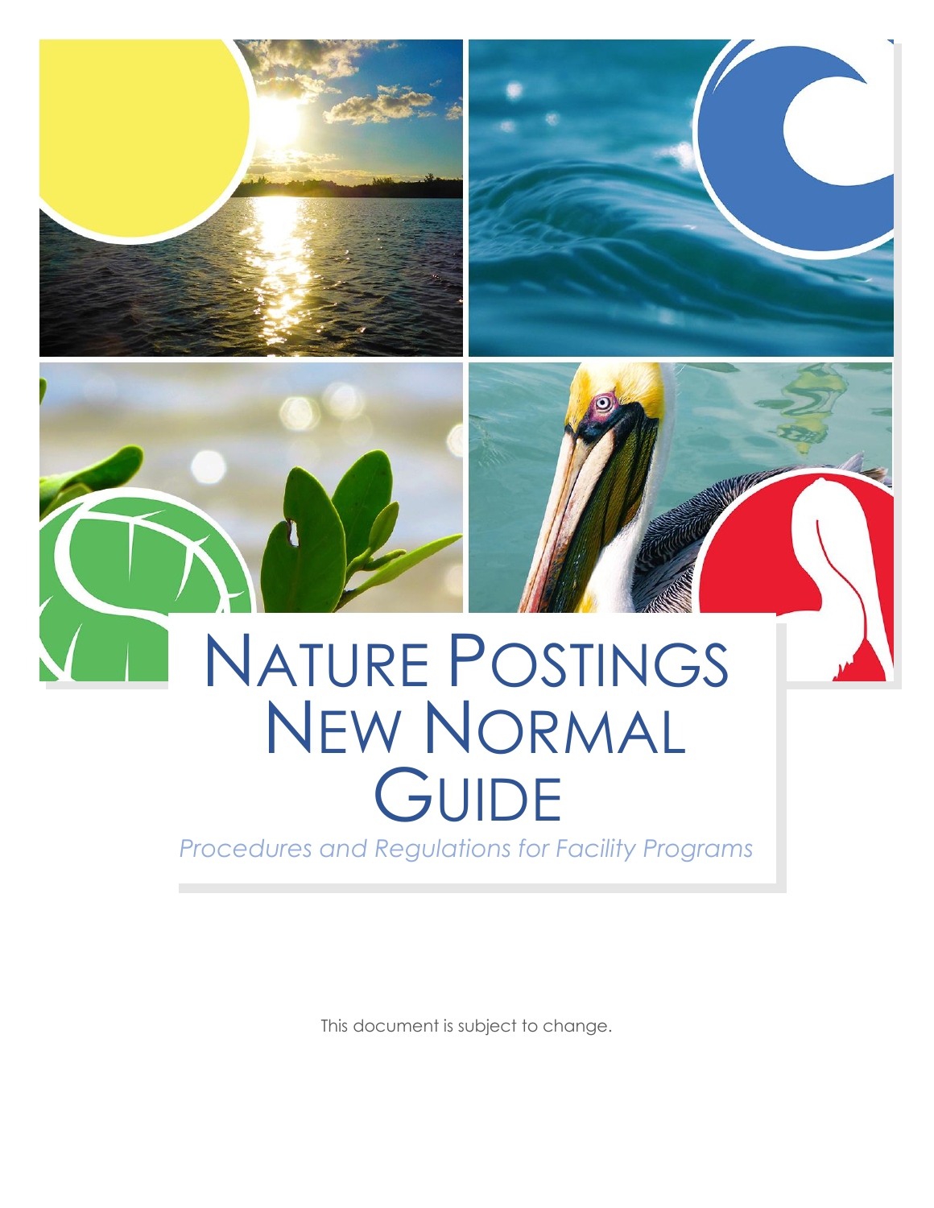# Nature Postings New Normal Guide

*Procedures and Regulations for Facility Programs*

This document is subject to change.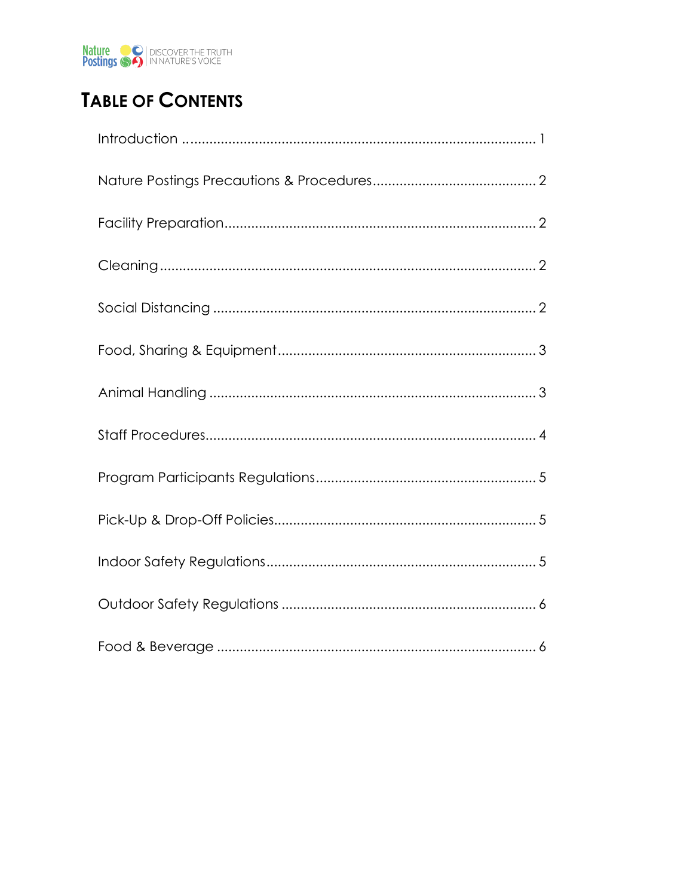# Table of Contents

| Section | Page |
|---|---|
| Introduction | 1 |
| Nature Postings Precautions & Procedures | 2 |
| Facility Preparation | 2 |
| Cleaning | 2 |
| Social Distancing | 2 |
| Food, Sharing & Equipment | 3 |
| Animal Handling | 3 |
| Staff Procedures | 4 |
| Program Participants Regulations | 5 |
| Pick-Up & Drop-Off Policies | 5 |
| Indoor Safety Regulations | 5 |
| Outdoor Safety Regulations | 6 |
| Food & Beverage | 6 |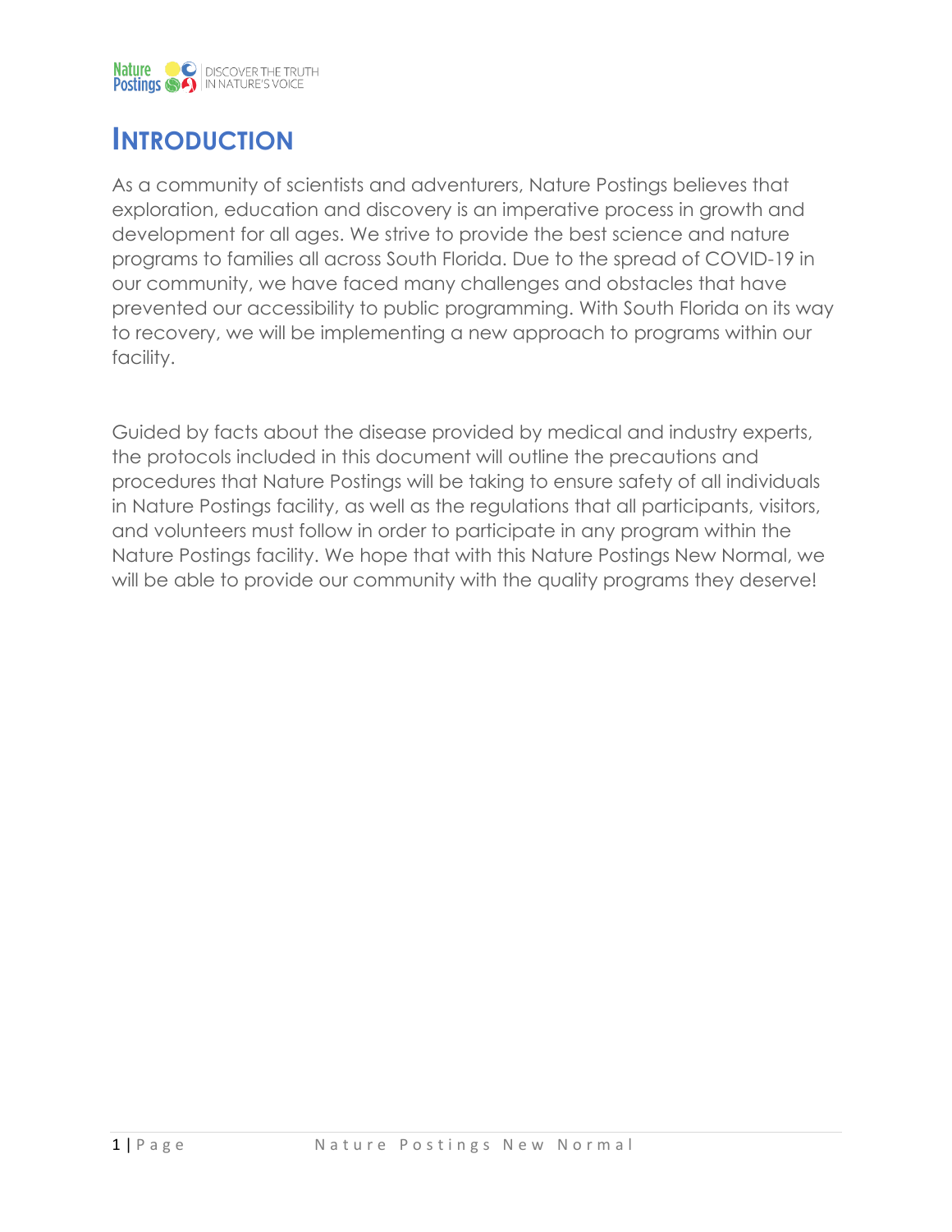# INTRODUCTION

As a community of scientists and adventurers, Nature Postings believes that exploration, education and discovery is an imperative process in growth and development for all ages. We strive to provide the best science and nature programs to families all across South Florida. Due to the spread of COVID-19 in our community, we have faced many challenges and obstacles that have prevented our accessibility to public programming. With South Florida on its way to recovery, we will be implementing a new approach to programs within our facility.

Guided by facts about the disease provided by medical and industry experts, the protocols included in this document will outline the precautions and procedures that Nature Postings will be taking to ensure safety of all individuals in Nature Postings facility, as well as the regulations that all participants, visitors, and volunteers must follow in order to participate in any program within the Nature Postings facility. We hope that with this Nature Postings New Normal, we will be able to provide our community with the quality programs they deserve!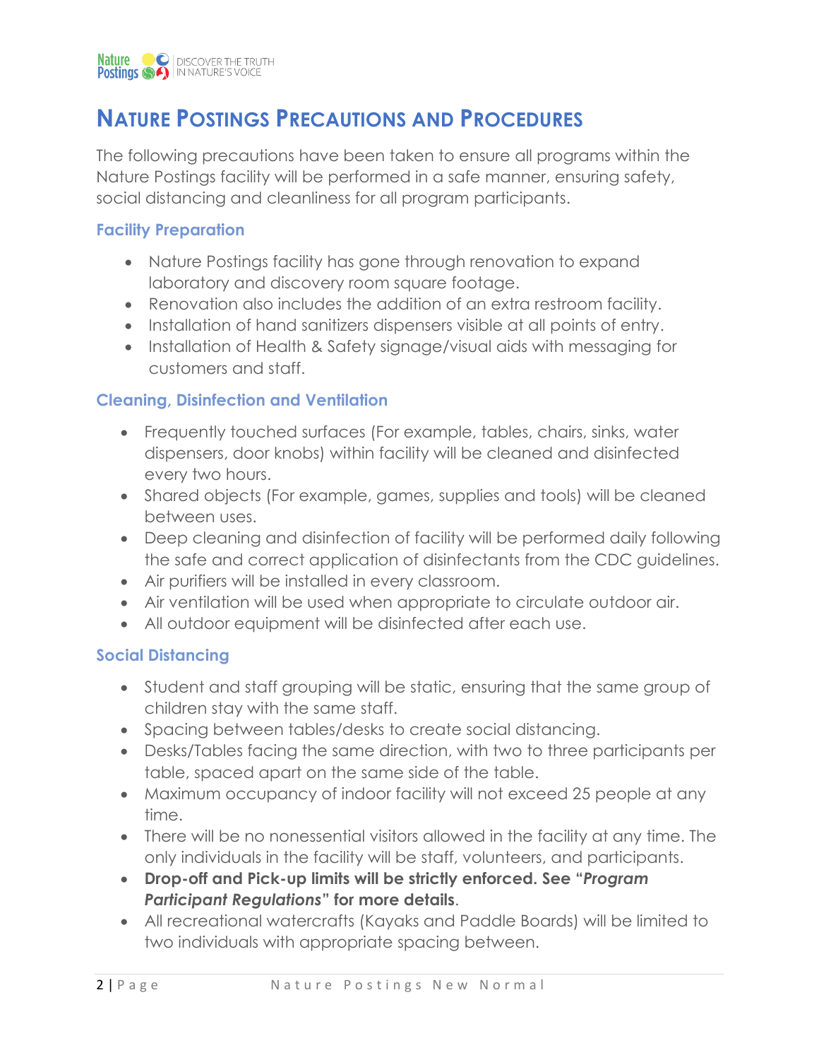# Nature Postings Precautions and Procedures

The following precautions have been taken to ensure all programs within the Nature Postings facility will be performed in a safe manner, ensuring safety, social distancing and cleanliness for all program participants.

### Facility Preparation

- Nature Postings facility has gone through renovation to expand laboratory and discovery room square footage.
- Renovation also includes the addition of an extra restroom facility.
- Installation of hand sanitizers dispensers visible at all points of entry.
- Installation of Health & Safety signage/visual aids with messaging for customers and staff.

### Cleaning, Disinfection and Ventilation

- Frequently touched surfaces (For example, tables, chairs, sinks, water dispensers, door knobs) within facility will be cleaned and disinfected every two hours.
- Shared objects (For example, games, supplies and tools) will be cleaned between uses.
- Deep cleaning and disinfection of facility will be performed daily following the safe and correct application of disinfectants from the CDC guidelines.
- Air purifiers will be installed in every classroom.
- Air ventilation will be used when appropriate to circulate outdoor air.
- All outdoor equipment will be disinfected after each use.

### Social Distancing

- Student and staff grouping will be static, ensuring that the same group of children stay with the same staff.
- Spacing between tables/desks to create social distancing.
- Desks/Tables facing the same direction, with two to three participants per table, spaced apart on the same side of the table.
- Maximum occupancy of indoor facility will not exceed 25 people at any time.
- There will be no nonessential visitors allowed in the facility at any time. The only individuals in the facility will be staff, volunteers, and participants.
- **Drop-off and Pick-up limits will be strictly enforced. See "*Program Participant Regulations*" for more details**.
- All recreational watercrafts (Kayaks and Paddle Boards) will be limited to two individuals with appropriate spacing between.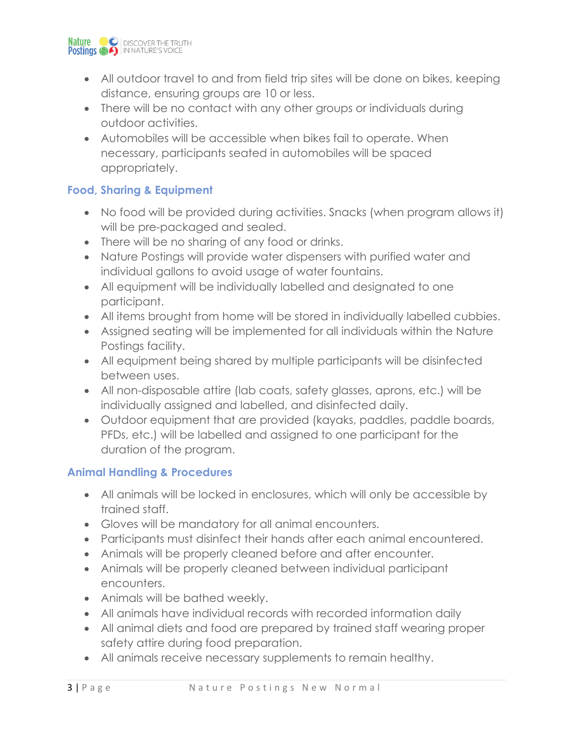- All outdoor travel to and from field trip sites will be done on bikes, keeping distance, ensuring groups are 10 or less.
- There will be no contact with any other groups or individuals during outdoor activities.
- Automobiles will be accessible when bikes fail to operate. When necessary, participants seated in automobiles will be spaced appropriately.

### Food, Sharing & Equipment

- No food will be provided during activities. Snacks (when program allows it) will be pre-packaged and sealed.
- There will be no sharing of any food or drinks.
- Nature Postings will provide water dispensers with purified water and individual gallons to avoid usage of water fountains.
- All equipment will be individually labelled and designated to one participant.
- All items brought from home will be stored in individually labelled cubbies.
- Assigned seating will be implemented for all individuals within the Nature Postings facility.
- All equipment being shared by multiple participants will be disinfected between uses.
- All non-disposable attire (lab coats, safety glasses, aprons, etc.) will be individually assigned and labelled, and disinfected daily.
- Outdoor equipment that are provided (kayaks, paddles, paddle boards, PFDs, etc.) will be labelled and assigned to one participant for the duration of the program.

### Animal Handling & Procedures

- All animals will be locked in enclosures, which will only be accessible by trained staff.
- Gloves will be mandatory for all animal encounters.
- Participants must disinfect their hands after each animal encountered.
- Animals will be properly cleaned before and after encounter.
- Animals will be properly cleaned between individual participant encounters.
- Animals will be bathed weekly.
- All animals have individual records with recorded information daily
- All animal diets and food are prepared by trained staff wearing proper safety attire during food preparation.
- All animals receive necessary supplements to remain healthy.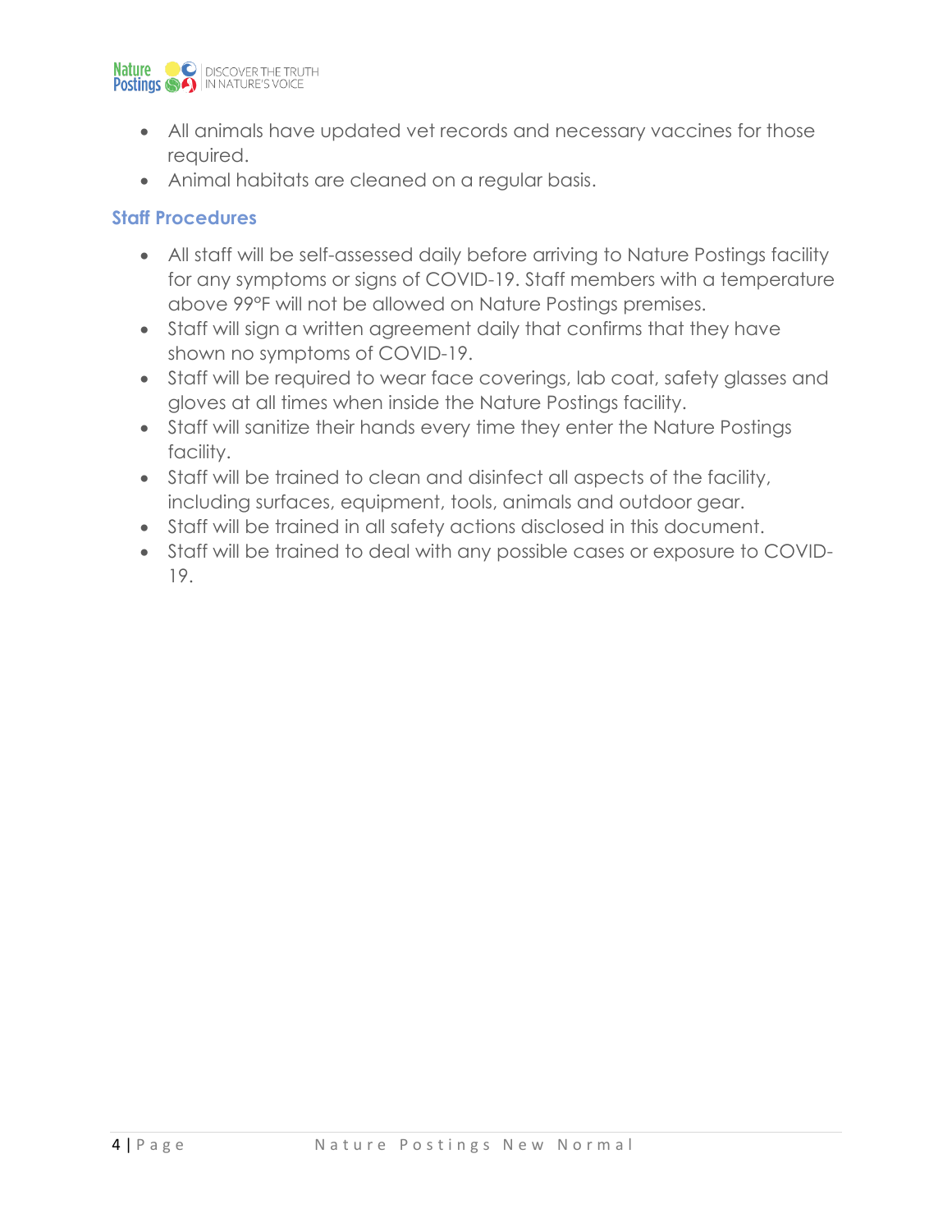- All animals have updated vet records and necessary vaccines for those required.
- Animal habitats are cleaned on a regular basis.

## Staff Procedures

- All staff will be self-assessed daily before arriving to Nature Postings facility for any symptoms or signs of COVID-19. Staff members with a temperature above 99°F will not be allowed on Nature Postings premises.
- Staff will sign a written agreement daily that confirms that they have shown no symptoms of COVID-19.
- Staff will be required to wear face coverings, lab coat, safety glasses and gloves at all times when inside the Nature Postings facility.
- Staff will sanitize their hands every time they enter the Nature Postings facility.
- Staff will be trained to clean and disinfect all aspects of the facility, including surfaces, equipment, tools, animals and outdoor gear.
- Staff will be trained in all safety actions disclosed in this document.
- Staff will be trained to deal with any possible cases or exposure to COVID-19.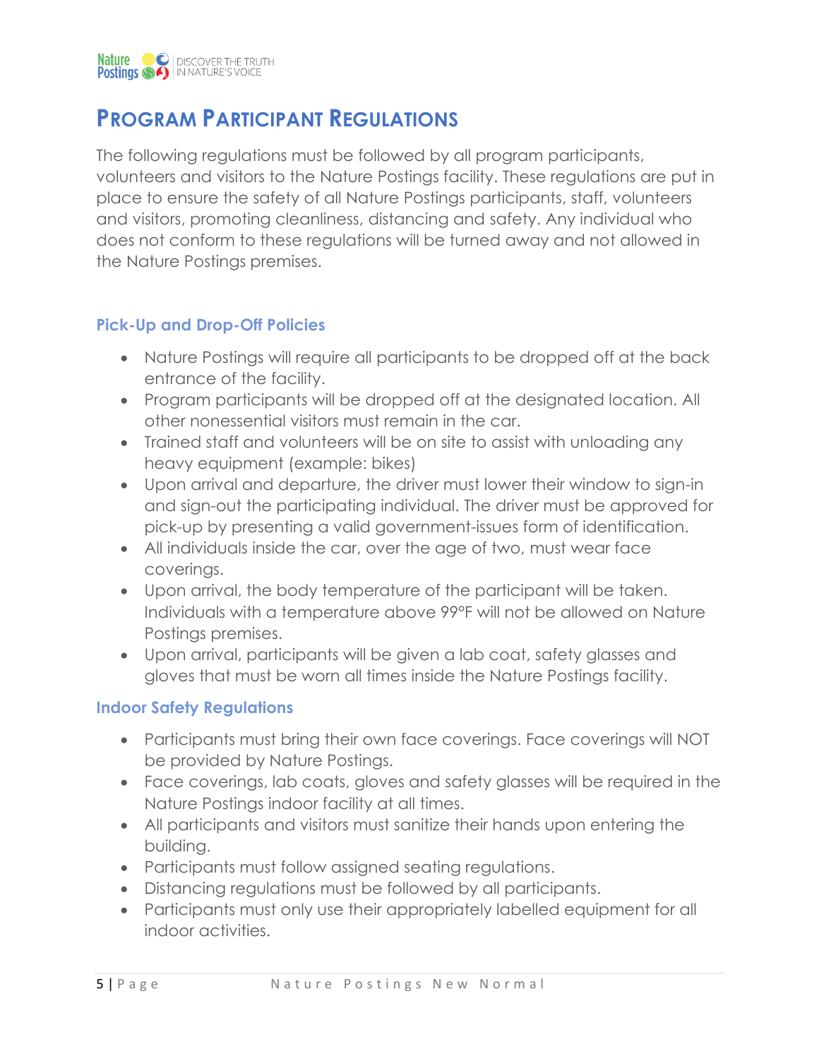# Program Participant Regulations

The following regulations must be followed by all program participants, volunteers and visitors to the Nature Postings facility. These regulations are put in place to ensure the safety of all Nature Postings participants, staff, volunteers and visitors, promoting cleanliness, distancing and safety. Any individual who does not conform to these regulations will be turned away and not allowed in the Nature Postings premises.

### Pick-Up and Drop-Off Policies

- Nature Postings will require all participants to be dropped off at the back entrance of the facility.
- Program participants will be dropped off at the designated location. All other nonessential visitors must remain in the car.
- Trained staff and volunteers will be on site to assist with unloading any heavy equipment (example: bikes)
- Upon arrival and departure, the driver must lower their window to sign-in and sign-out the participating individual. The driver must be approved for pick-up by presenting a valid government-issues form of identification.
- All individuals inside the car, over the age of two, must wear face coverings.
- Upon arrival, the body temperature of the participant will be taken. Individuals with a temperature above 99°F will not be allowed on Nature Postings premises.
- Upon arrival, participants will be given a lab coat, safety glasses and gloves that must be worn all times inside the Nature Postings facility.

### Indoor Safety Regulations

- Participants must bring their own face coverings. Face coverings will NOT be provided by Nature Postings.
- Face coverings, lab coats, gloves and safety glasses will be required in the Nature Postings indoor facility at all times.
- All participants and visitors must sanitize their hands upon entering the building.
- Participants must follow assigned seating regulations.
- Distancing regulations must be followed by all participants.
- Participants must only use their appropriately labelled equipment for all indoor activities.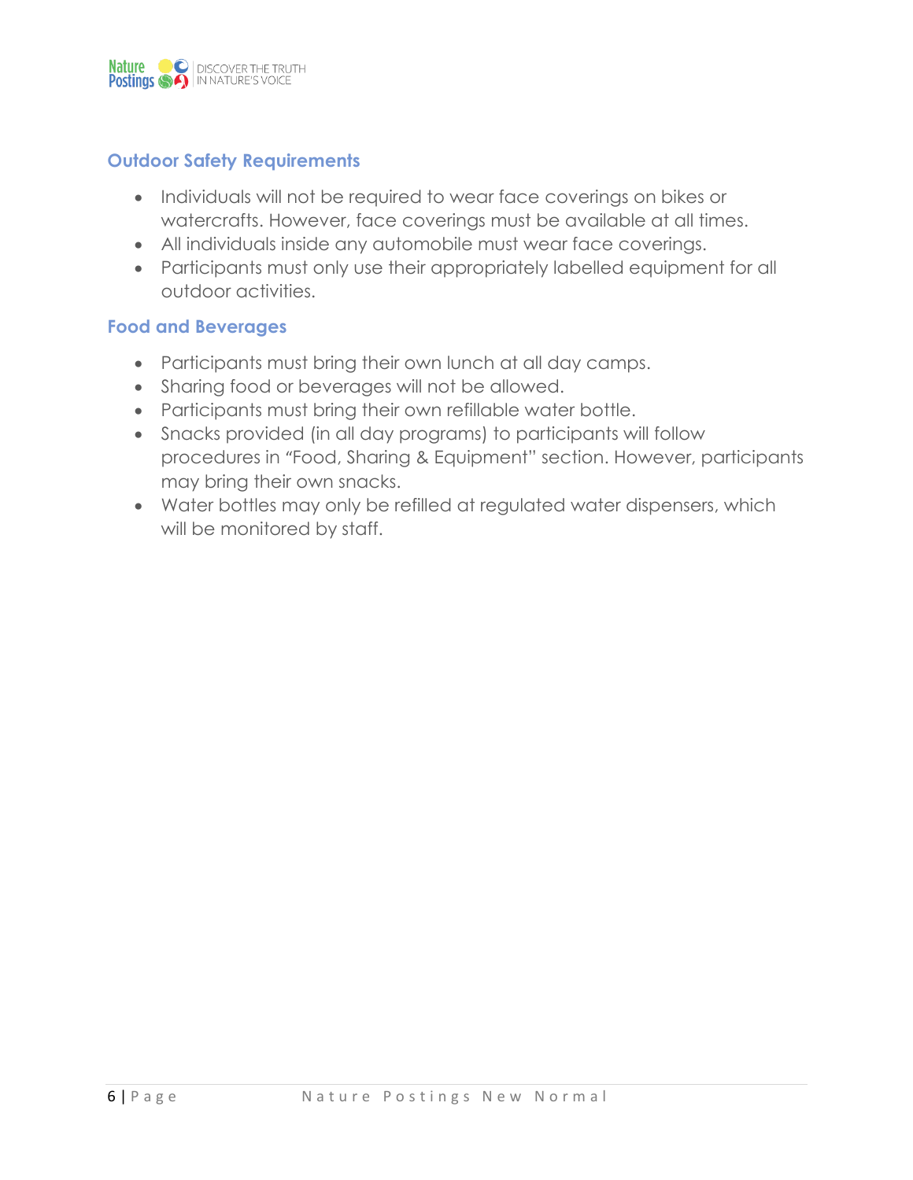## Outdoor Safety Requirements

- Individuals will not be required to wear face coverings on bikes or watercrafts. However, face coverings must be available at all times.
- All individuals inside any automobile must wear face coverings.
- Participants must only use their appropriately labelled equipment for all outdoor activities.

## Food and Beverages

- Participants must bring their own lunch at all day camps.
- Sharing food or beverages will not be allowed.
- Participants must bring their own refillable water bottle.
- Snacks provided (in all day programs) to participants will follow procedures in "Food, Sharing & Equipment" section. However, participants may bring their own snacks.
- Water bottles may only be refilled at regulated water dispensers, which will be monitored by staff.